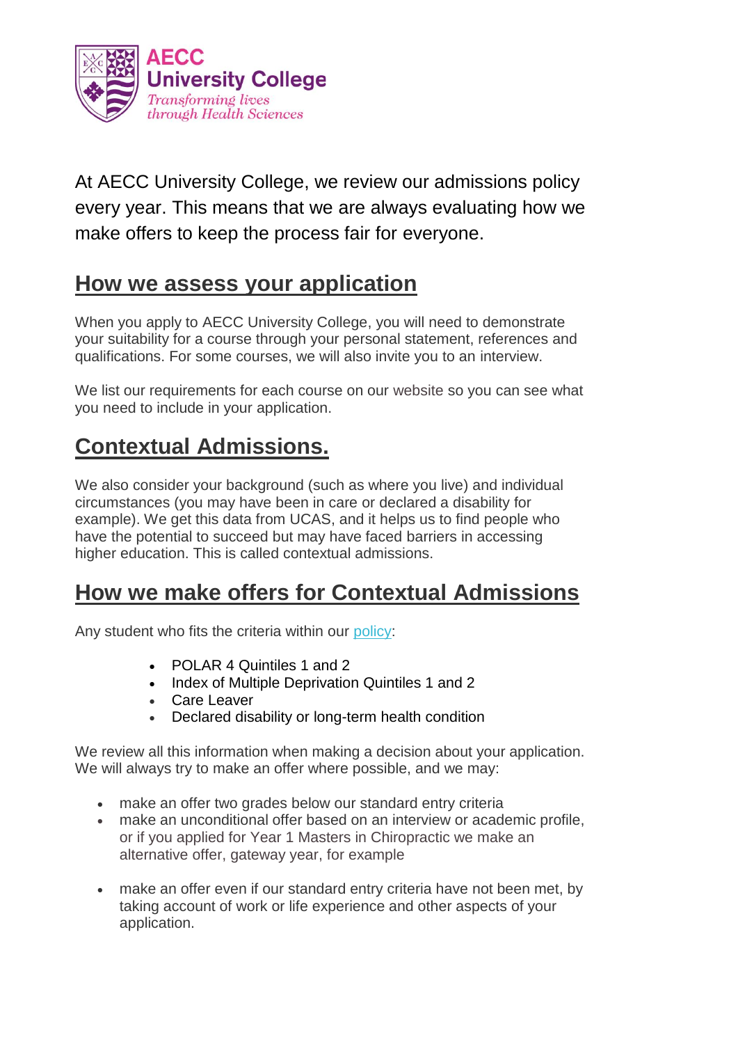AECC University College
*Transforming lives through Health Sciences*

At AECC University College, we review our admissions policy every year. This means that we are always evaluating how we make offers to keep the process fair for everyone.

## How we assess your application

When you apply to AECC University College, you will need to demonstrate your suitability for a course through your personal statement, references and qualifications. For some courses, we will also invite you to an interview.

We list our requirements for each course on our website so you can see what you need to include in your application.

## Contextual Admissions.

We also consider your background (such as where you live) and individual circumstances (you may have been in care or declared a disability for example). We get this data from UCAS, and it helps us to find people who have the potential to succeed but may have faced barriers in accessing higher education. This is called contextual admissions.

## How we make offers for Contextual Admissions

Any student who fits the criteria within our policy:

- POLAR 4 Quintiles 1 and 2
- Index of Multiple Deprivation Quintiles 1 and 2
- Care Leaver
- Declared disability or long-term health condition

We review all this information when making a decision about your application. We will always try to make an offer where possible, and we may:

- make an offer two grades below our standard entry criteria
- make an unconditional offer based on an interview or academic profile, or if you applied for Year 1 Masters in Chiropractic we make an alternative offer, gateway year, for example
- make an offer even if our standard entry criteria have not been met, by taking account of work or life experience and other aspects of your application.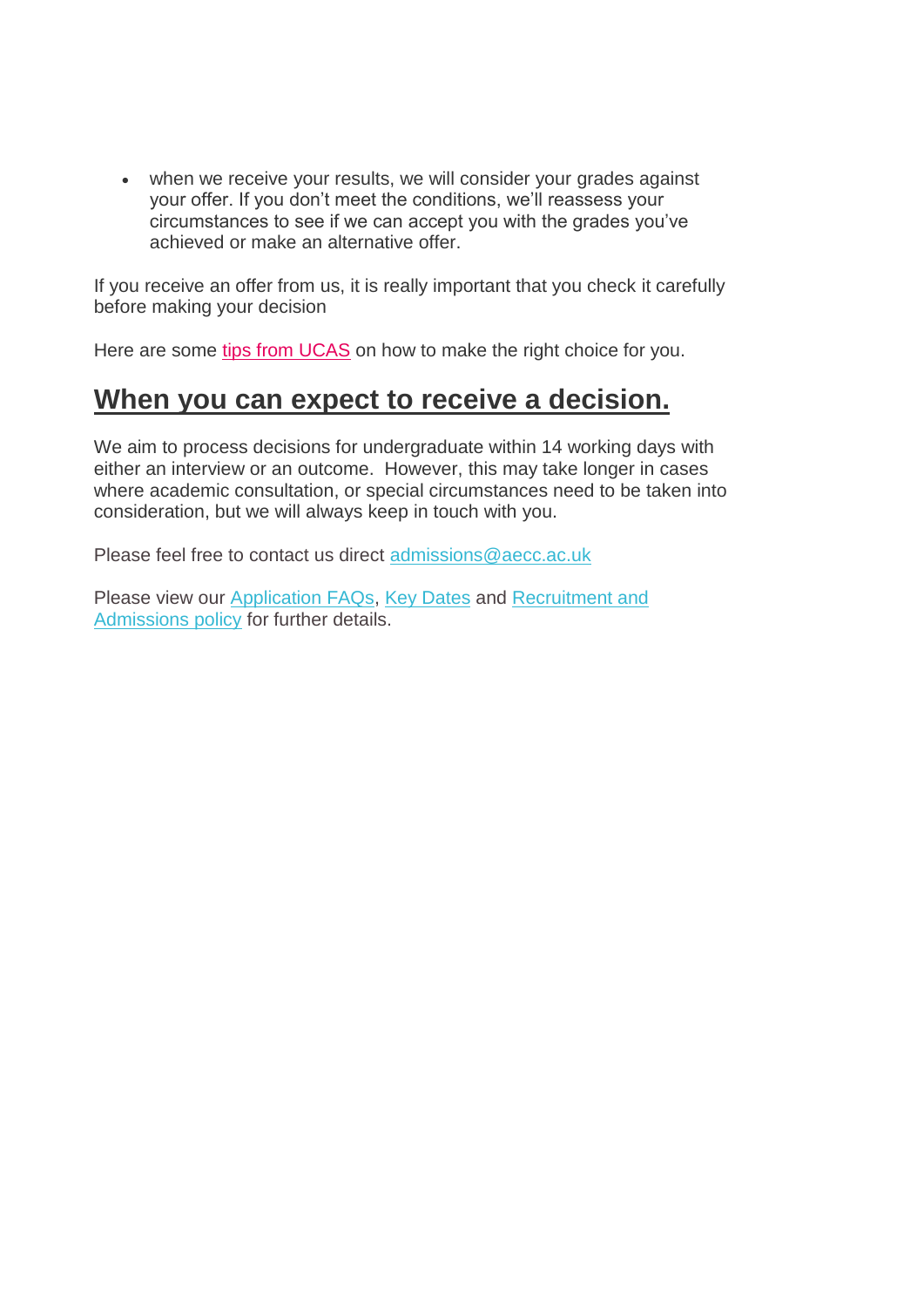- when we receive your results, we will consider your grades against your offer. If you don't meet the conditions, we'll reassess your circumstances to see if we can accept you with the grades you've achieved or make an alternative offer.

If you receive an offer from us, it is really important that you check it carefully before making your decision

Here are some tips from UCAS on how to make the right choice for you.

## When you can expect to receive a decision.

We aim to process decisions for undergraduate within 14 working days with either an interview or an outcome. However, this may take longer in cases where academic consultation, or special circumstances need to be taken into consideration, but we will always keep in touch with you.

Please feel free to contact us direct admissions@aecc.ac.uk

Please view our Application FAQs, Key Dates and Recruitment and Admissions policy for further details.